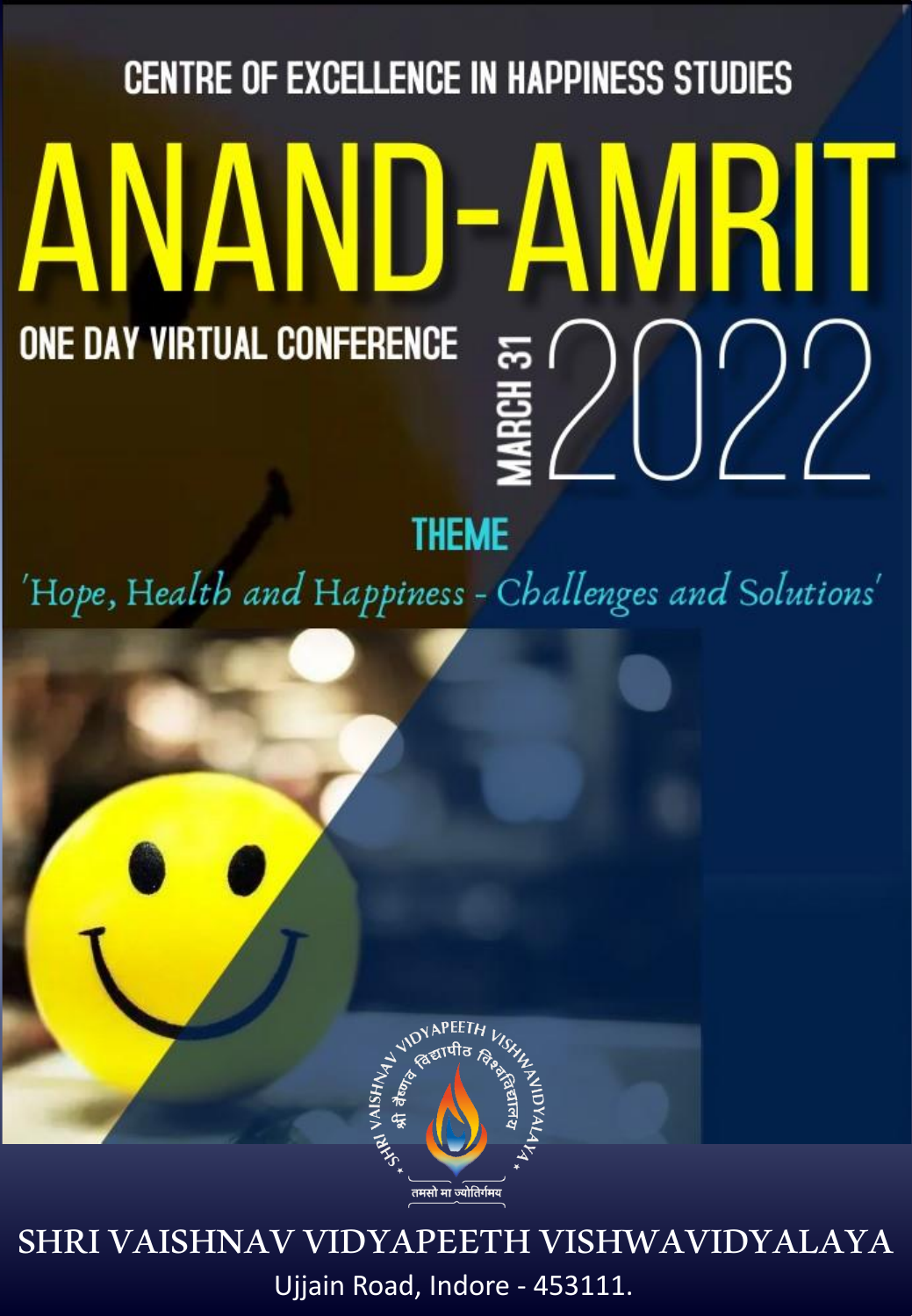CENTRE OF EXCELLENCE IN HAPPINESS STUDIES

# ANAND-AMRIT

ONE DAY VIRTUAL CONFERENCE

MARCH 31 2022

THEME

*'Hope, Health and Happiness - Challenges and Solutions'*

श्री वैष्णव विद्यापीठ विश्वविद्यालय

SHRI VAISHNAV VIDYAPEETH VISHWAVIDYALAYA

तमसो मा ज्योतिर्गमय

SHRI VAISHNAV VIDYAPEETH VISHWAVIDYALAYA

Ujjain Road, Indore - 453111.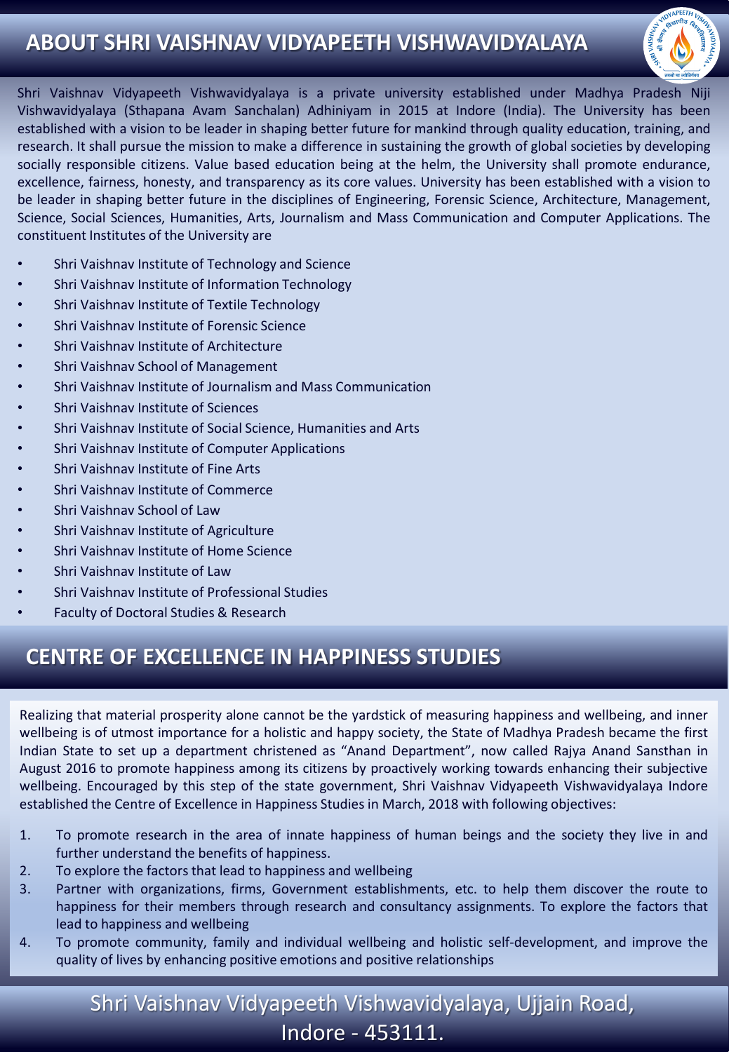## ABOUT SHRI VAISHNAV VIDYAPEETH VISHWAVIDYALAYA

Shri Vaishnav Vidyapeeth Vishwavidyalaya is a private university established under Madhya Pradesh Niji Vishwavidyalaya (Sthapana Avam Sanchalan) Adhiniyam in 2015 at Indore (India). The University has been established with a vision to be leader in shaping better future for mankind through quality education, training, and research. It shall pursue the mission to make a difference in sustaining the growth of global societies by developing socially responsible citizens. Value based education being at the helm, the University shall promote endurance, excellence, fairness, honesty, and transparency as its core values. University has been established with a vision to be leader in shaping better future in the disciplines of Engineering, Forensic Science, Architecture, Management, Science, Social Sciences, Humanities, Arts, Journalism and Mass Communication and Computer Applications. The constituent Institutes of the University are

- Shri Vaishnav Institute of Technology and Science
- Shri Vaishnav Institute of Information Technology
- Shri Vaishnav Institute of Textile Technology
- Shri Vaishnav Institute of Forensic Science
- Shri Vaishnav Institute of Architecture
- Shri Vaishnav School of Management
- Shri Vaishnav Institute of Journalism and Mass Communication
- Shri Vaishnav Institute of Sciences
- Shri Vaishnav Institute of Social Science, Humanities and Arts
- Shri Vaishnav Institute of Computer Applications
- Shri Vaishnav Institute of Fine Arts
- Shri Vaishnav Institute of Commerce
- Shri Vaishnav School of Law
- Shri Vaishnav Institute of Agriculture
- Shri Vaishnav Institute of Home Science
- Shri Vaishnav Institute of Law
- Shri Vaishnav Institute of Professional Studies
- Faculty of Doctoral Studies & Research

## CENTRE OF EXCELLENCE IN HAPPINESS STUDIES

Realizing that material prosperity alone cannot be the yardstick of measuring happiness and wellbeing, and inner wellbeing is of utmost importance for a holistic and happy society, the State of Madhya Pradesh became the first Indian State to set up a department christened as “Anand Department”, now called Rajya Anand Sansthan in August 2016 to promote happiness among its citizens by proactively working towards enhancing their subjective wellbeing. Encouraged by this step of the state government, Shri Vaishnav Vidyapeeth Vishwavidyalaya Indore established the Centre of Excellence in Happiness Studies in March, 2018 with following objectives:

1. To promote research in the area of innate happiness of human beings and the society they live in and further understand the benefits of happiness.
2. To explore the factors that lead to happiness and wellbeing
3. Partner with organizations, firms, Government establishments, etc. to help them discover the route to happiness for their members through research and consultancy assignments. To explore the factors that lead to happiness and wellbeing
4. To promote community, family and individual wellbeing and holistic self-development, and improve the quality of lives by enhancing positive emotions and positive relationships

Shri Vaishnav Vidyapeeth Vishwavidyalaya, Ujjain Road, Indore - 453111.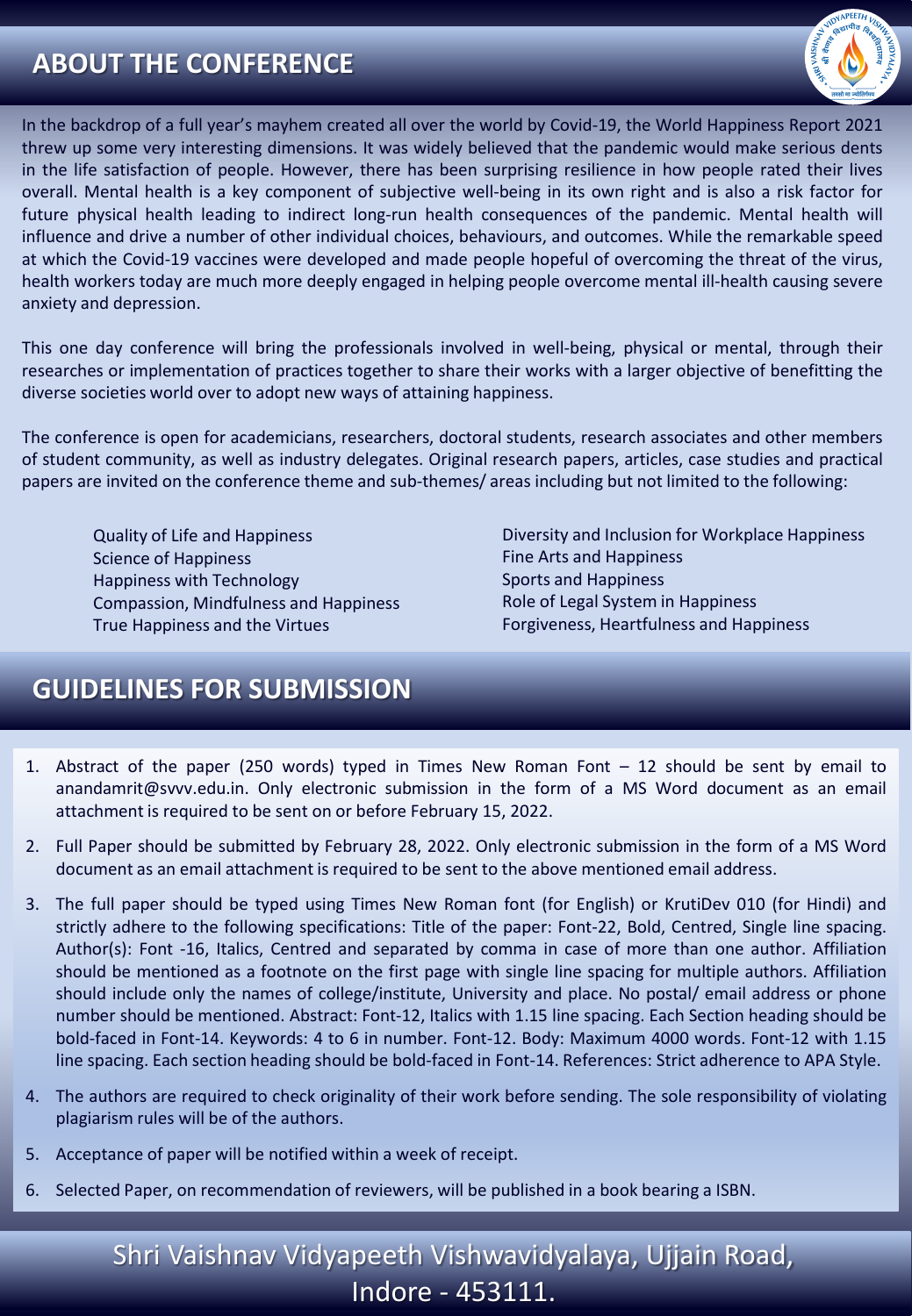## ABOUT THE CONFERENCE

In the backdrop of a full year's mayhem created all over the world by Covid-19, the World Happiness Report 2021 threw up some very interesting dimensions. It was widely believed that the pandemic would make serious dents in the life satisfaction of people. However, there has been surprising resilience in how people rated their lives overall. Mental health is a key component of subjective well-being in its own right and is also a risk factor for future physical health leading to indirect long-run health consequences of the pandemic. Mental health will influence and drive a number of other individual choices, behaviours, and outcomes. While the remarkable speed at which the Covid-19 vaccines were developed and made people hopeful of overcoming the threat of the virus, health workers today are much more deeply engaged in helping people overcome mental ill-health causing severe anxiety and depression.

This one day conference will bring the professionals involved in well-being, physical or mental, through their researches or implementation of practices together to share their works with a larger objective of benefitting the diverse societies world over to adopt new ways of attaining happiness.

The conference is open for academicians, researchers, doctoral students, research associates and other members of student community, as well as industry delegates. Original research papers, articles, case studies and practical papers are invited on the conference theme and sub-themes/ areas including but not limited to the following:

- Quality of Life and Happiness
- Science of Happiness
- Happiness with Technology
- Compassion, Mindfulness and Happiness
- True Happiness and the Virtues
- Diversity and Inclusion for Workplace Happiness
- Fine Arts and Happiness
- Sports and Happiness
- Role of Legal System in Happiness
- Forgiveness, Heartfulness and Happiness

## GUIDELINES FOR SUBMISSION

1. Abstract of the paper (250 words) typed in Times New Roman Font – 12 should be sent by email to anandamrit@svvv.edu.in. Only electronic submission in the form of a MS Word document as an email attachment is required to be sent on or before February 15, 2022.
2. Full Paper should be submitted by February 28, 2022. Only electronic submission in the form of a MS Word document as an email attachment is required to be sent to the above mentioned email address.
3. The full paper should be typed using Times New Roman font (for English) or KrutiDev 010 (for Hindi) and strictly adhere to the following specifications: Title of the paper: Font-22, Bold, Centred, Single line spacing. Author(s): Font -16, Italics, Centred and separated by comma in case of more than one author. Affiliation should be mentioned as a footnote on the first page with single line spacing for multiple authors. Affiliation should include only the names of college/institute, University and place. No postal/ email address or phone number should be mentioned. Abstract: Font-12, Italics with 1.15 line spacing. Each Section heading should be bold-faced in Font-14. Keywords: 4 to 6 in number. Font-12. Body: Maximum 4000 words. Font-12 with 1.15 line spacing. Each section heading should be bold-faced in Font-14. References: Strict adherence to APA Style.
4. The authors are required to check originality of their work before sending. The sole responsibility of violating plagiarism rules will be of the authors.
5. Acceptance of paper will be notified within a week of receipt.
6. Selected Paper, on recommendation of reviewers, will be published in a book bearing a ISBN.

Shri Vaishnav Vidyapeeth Vishwavidyalaya, Ujjain Road, Indore - 453111.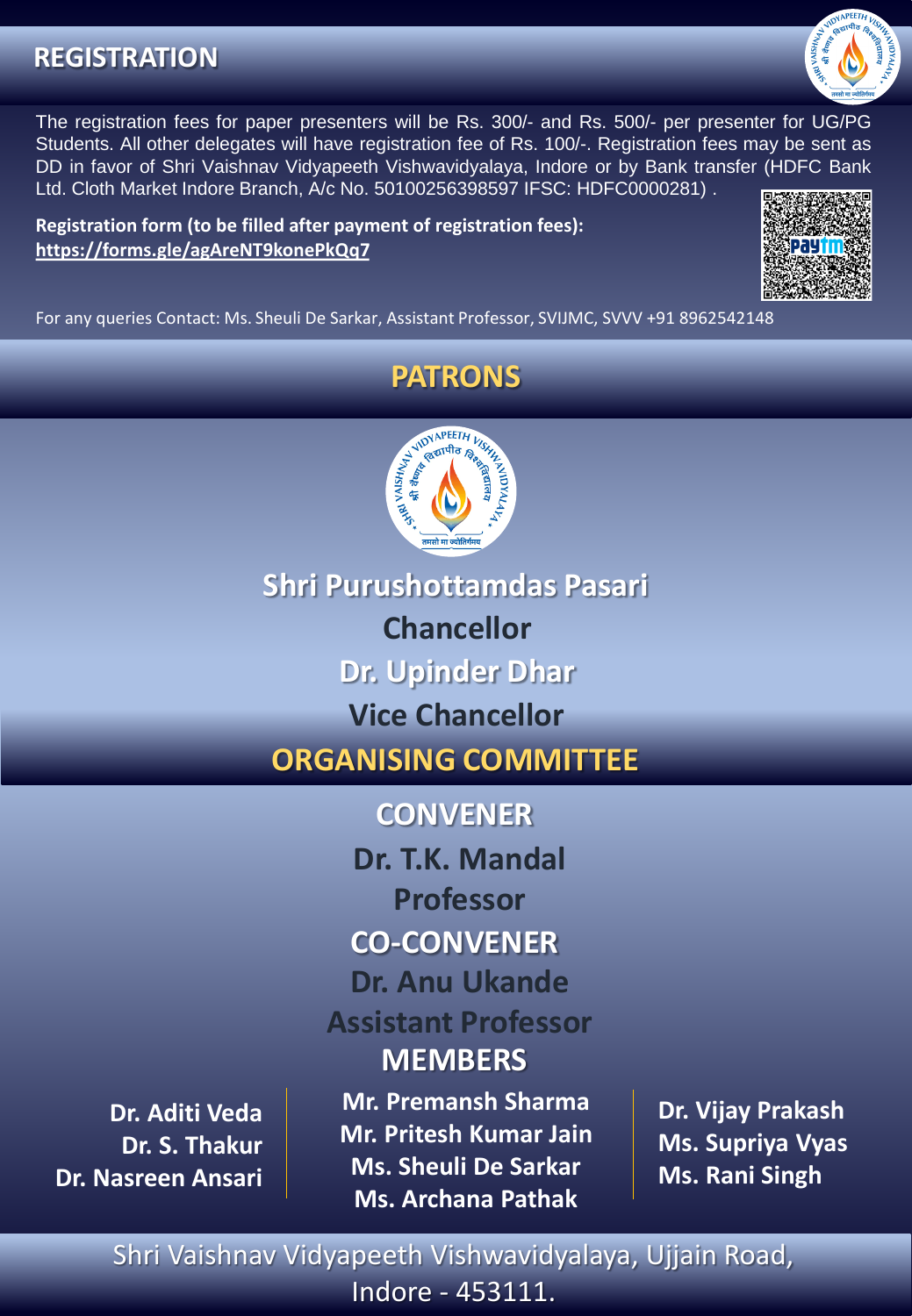## REGISTRATION

The registration fees for paper presenters will be Rs. 300/- and Rs. 500/- per presenter for UG/PG Students. All other delegates will have registration fee of Rs. 100/-. Registration fees may be sent as DD in favor of Shri Vaishnav Vidyapeeth Vishwavidyalaya, Indore or by Bank transfer (HDFC Bank Ltd. Cloth Market Indore Branch, A/c No. 50100256398597 IFSC: HDFC0000281) .

**Registration form (to be filled after payment of registration fees):**
**https://forms.gle/agAreNT9konePkQq7**

For any queries Contact: Ms. Sheuli De Sarkar, Assistant Professor, SVIJMC, SVVV +91 8962542148

## PATRONS

**Shri Purushottamdas Pasari**
**Chancellor**
**Dr. Upinder Dhar**
**Vice Chancellor**

## ORGANISING COMMITTEE

### CONVENER

**Dr. T.K. Mandal**
**Professor**

### CO-CONVENER

**Dr. Anu Ukande**
**Assistant Professor**

### MEMBERS

**Dr. Aditi Veda**
**Dr. S. Thakur**
**Dr. Nasreen Ansari**

**Mr. Premansh Sharma**
**Mr. Pritesh Kumar Jain**
**Ms. Sheuli De Sarkar**
**Ms. Archana Pathak**

**Dr. Vijay Prakash**
**Ms. Supriya Vyas**
**Ms. Rani Singh**

Shri Vaishnav Vidyapeeth Vishwavidyalaya, Ujjain Road, Indore - 453111.